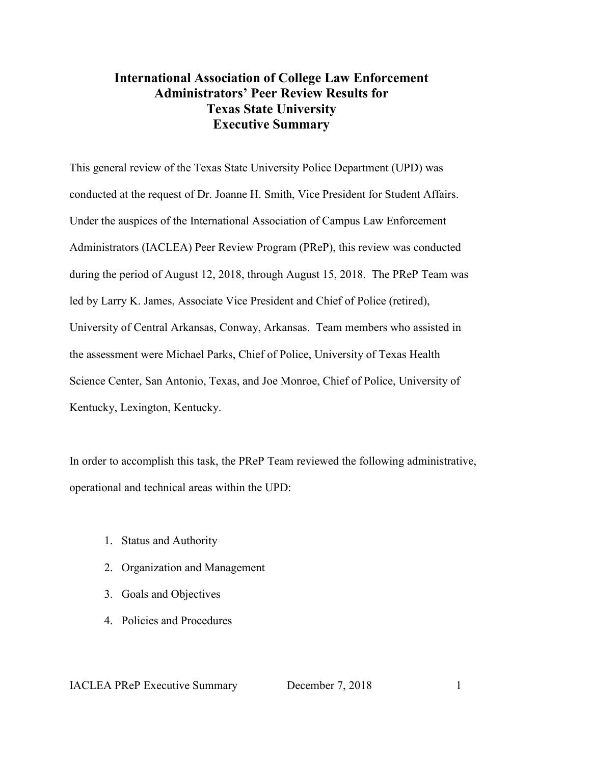# International Association of College Law Enforcement Administrators' Peer Review Results for Texas State University Executive Summary

This general review of the Texas State University Police Department (UPD) was conducted at the request of Dr. Joanne H. Smith, Vice President for Student Affairs. Under the auspices of the International Association of Campus Law Enforcement Administrators (IACLEA) Peer Review Program (PReP), this review was conducted during the period of August 12, 2018, through August 15, 2018. The PReP Team was led by Larry K. James, Associate Vice President and Chief of Police (retired), University of Central Arkansas, Conway, Arkansas. Team members who assisted in the assessment were Michael Parks, Chief of Police, University of Texas Health Science Center, San Antonio, Texas, and Joe Monroe, Chief of Police, University of Kentucky, Lexington, Kentucky.

In order to accomplish this task, the PReP Team reviewed the following administrative, operational and technical areas within the UPD:

1. Status and Authority
2. Organization and Management
3. Goals and Objectives
4. Policies and Procedures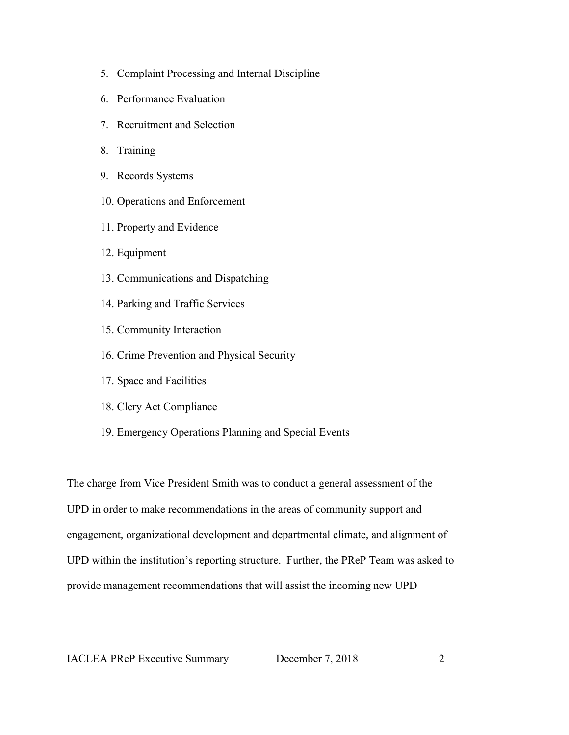5. Complaint Processing and Internal Discipline
6. Performance Evaluation
7. Recruitment and Selection
8. Training
9. Records Systems
10. Operations and Enforcement
11. Property and Evidence
12. Equipment
13. Communications and Dispatching
14. Parking and Traffic Services
15. Community Interaction
16. Crime Prevention and Physical Security
17. Space and Facilities
18. Clery Act Compliance
19. Emergency Operations Planning and Special Events

The charge from Vice President Smith was to conduct a general assessment of the UPD in order to make recommendations in the areas of community support and engagement, organizational development and departmental climate, and alignment of UPD within the institution's reporting structure. Further, the PReP Team was asked to provide management recommendations that will assist the incoming new UPD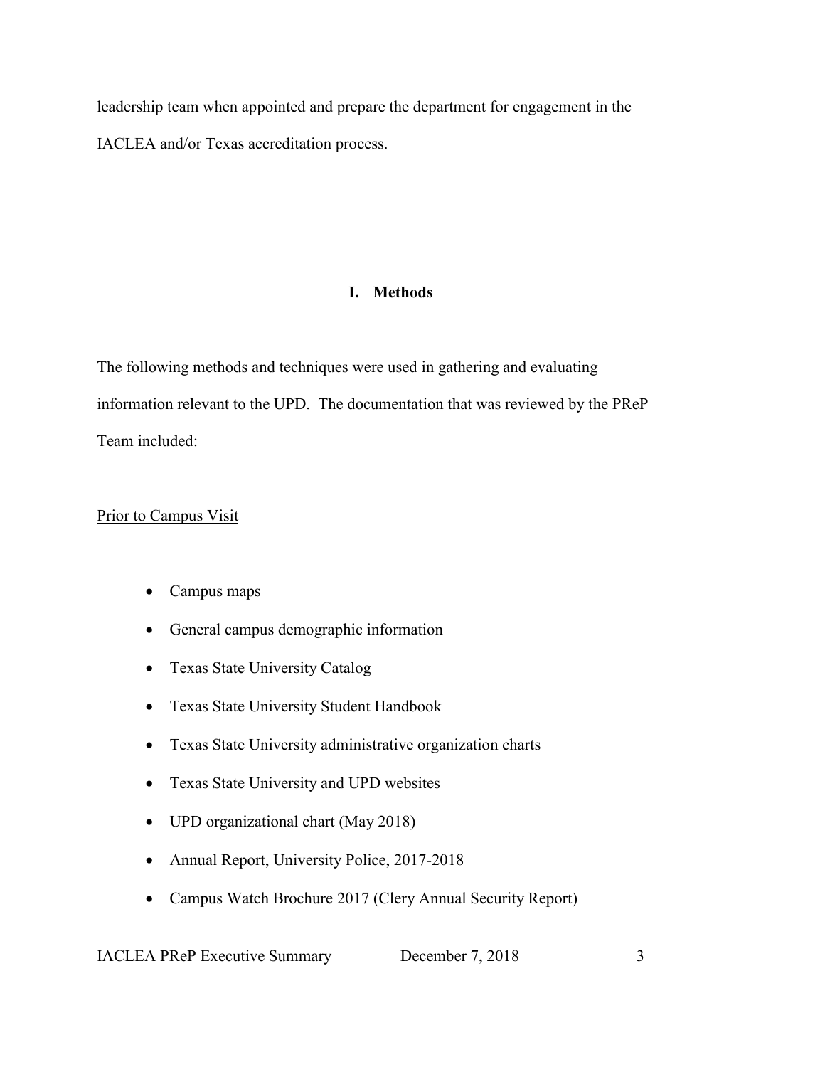leadership team when appointed and prepare the department for engagement in the IACLEA and/or Texas accreditation process.

## I. Methods

The following methods and techniques were used in gathering and evaluating information relevant to the UPD. The documentation that was reviewed by the PReP Team included:

<u>Prior to Campus Visit</u>

- Campus maps
- General campus demographic information
- Texas State University Catalog
- Texas State University Student Handbook
- Texas State University administrative organization charts
- Texas State University and UPD websites
- UPD organizational chart (May 2018)
- Annual Report, University Police, 2017-2018
- Campus Watch Brochure 2017 (Clery Annual Security Report)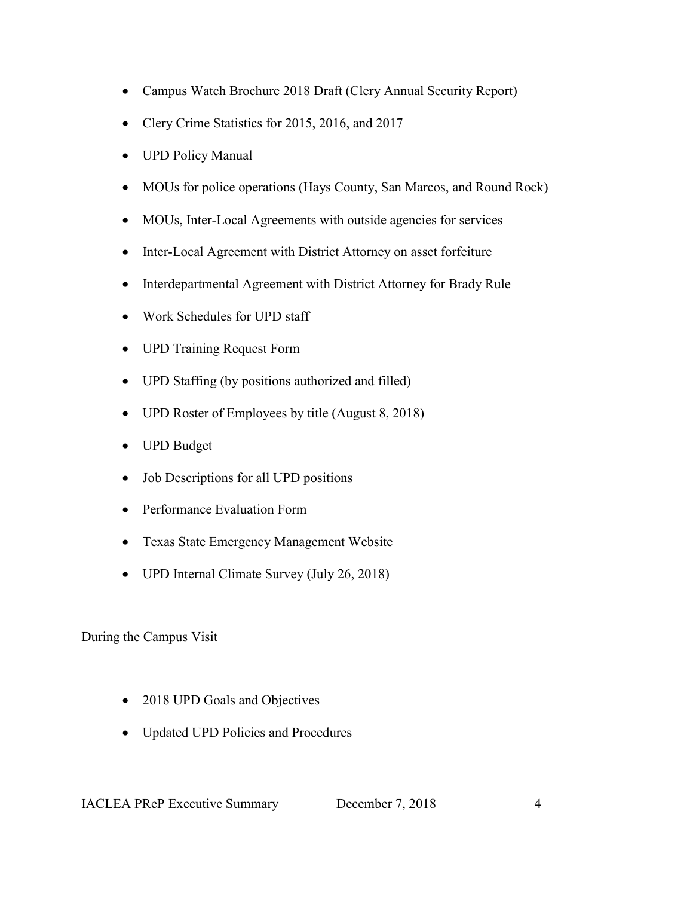- Campus Watch Brochure 2018 Draft (Clery Annual Security Report)
- Clery Crime Statistics for 2015, 2016, and 2017
- UPD Policy Manual
- MOUs for police operations (Hays County, San Marcos, and Round Rock)
- MOUs, Inter-Local Agreements with outside agencies for services
- Inter-Local Agreement with District Attorney on asset forfeiture
- Interdepartmental Agreement with District Attorney for Brady Rule
- Work Schedules for UPD staff
- UPD Training Request Form
- UPD Staffing (by positions authorized and filled)
- UPD Roster of Employees by title (August 8, 2018)
- UPD Budget
- Job Descriptions for all UPD positions
- Performance Evaluation Form
- Texas State Emergency Management Website
- UPD Internal Climate Survey (July 26, 2018)

<u>During the Campus Visit</u>

- 2018 UPD Goals and Objectives
- Updated UPD Policies and Procedures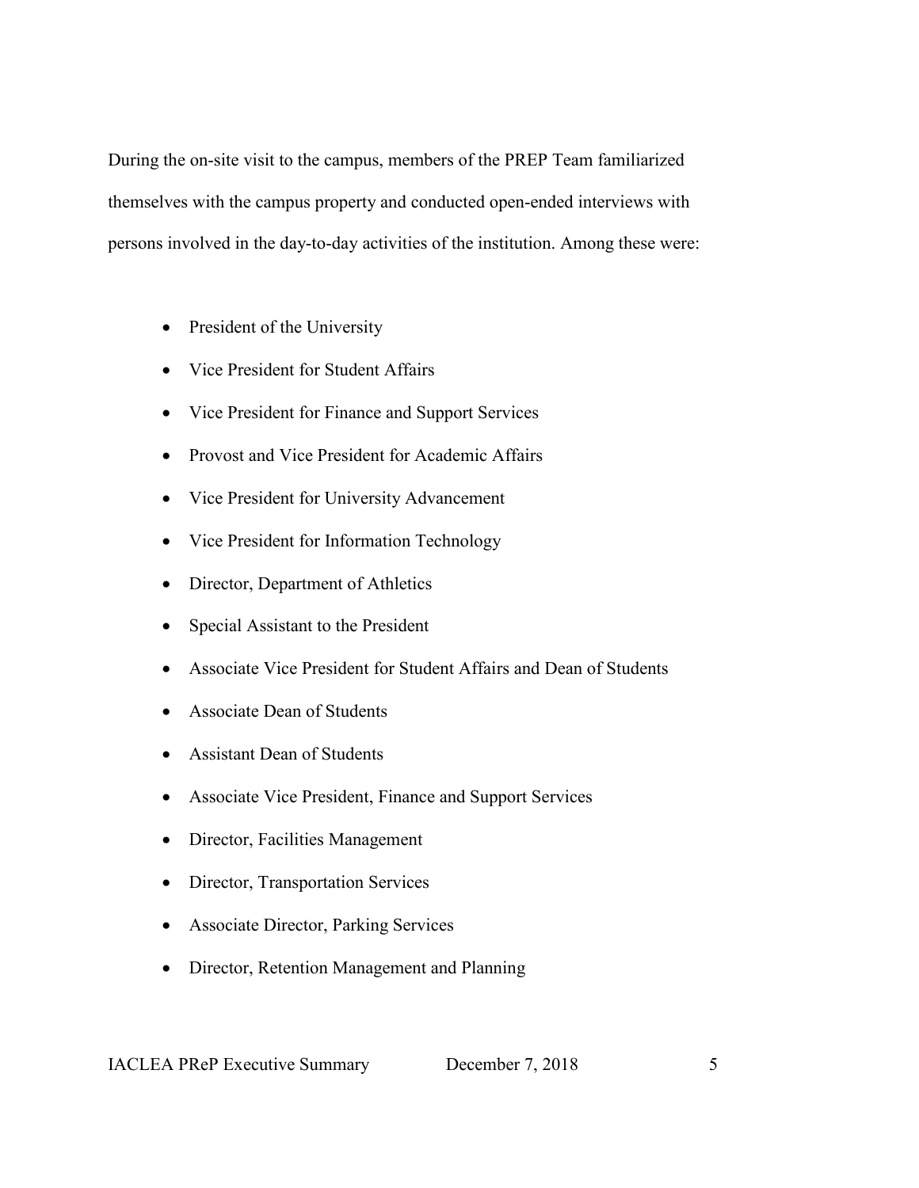During the on-site visit to the campus, members of the PREP Team familiarized themselves with the campus property and conducted open-ended interviews with persons involved in the day-to-day activities of the institution. Among these were:

- President of the University
- Vice President for Student Affairs
- Vice President for Finance and Support Services
- Provost and Vice President for Academic Affairs
- Vice President for University Advancement
- Vice President for Information Technology
- Director, Department of Athletics
- Special Assistant to the President
- Associate Vice President for Student Affairs and Dean of Students
- Associate Dean of Students
- Assistant Dean of Students
- Associate Vice President, Finance and Support Services
- Director, Facilities Management
- Director, Transportation Services
- Associate Director, Parking Services
- Director, Retention Management and Planning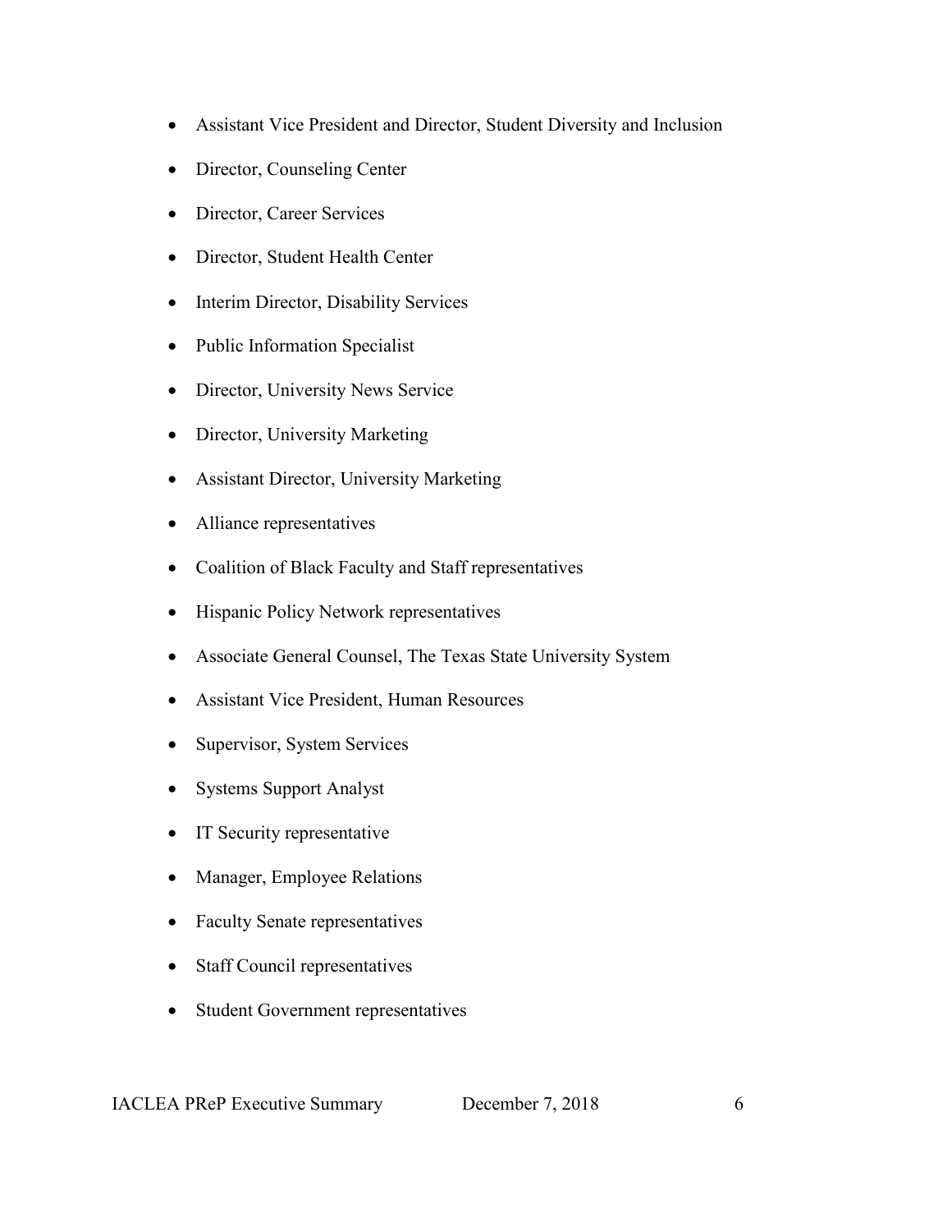- Assistant Vice President and Director, Student Diversity and Inclusion
- Director, Counseling Center
- Director, Career Services
- Director, Student Health Center
- Interim Director, Disability Services
- Public Information Specialist
- Director, University News Service
- Director, University Marketing
- Assistant Director, University Marketing
- Alliance representatives
- Coalition of Black Faculty and Staff representatives
- Hispanic Policy Network representatives
- Associate General Counsel, The Texas State University System
- Assistant Vice President, Human Resources
- Supervisor, System Services
- Systems Support Analyst
- IT Security representative
- Manager, Employee Relations
- Faculty Senate representatives
- Staff Council representatives
- Student Government representatives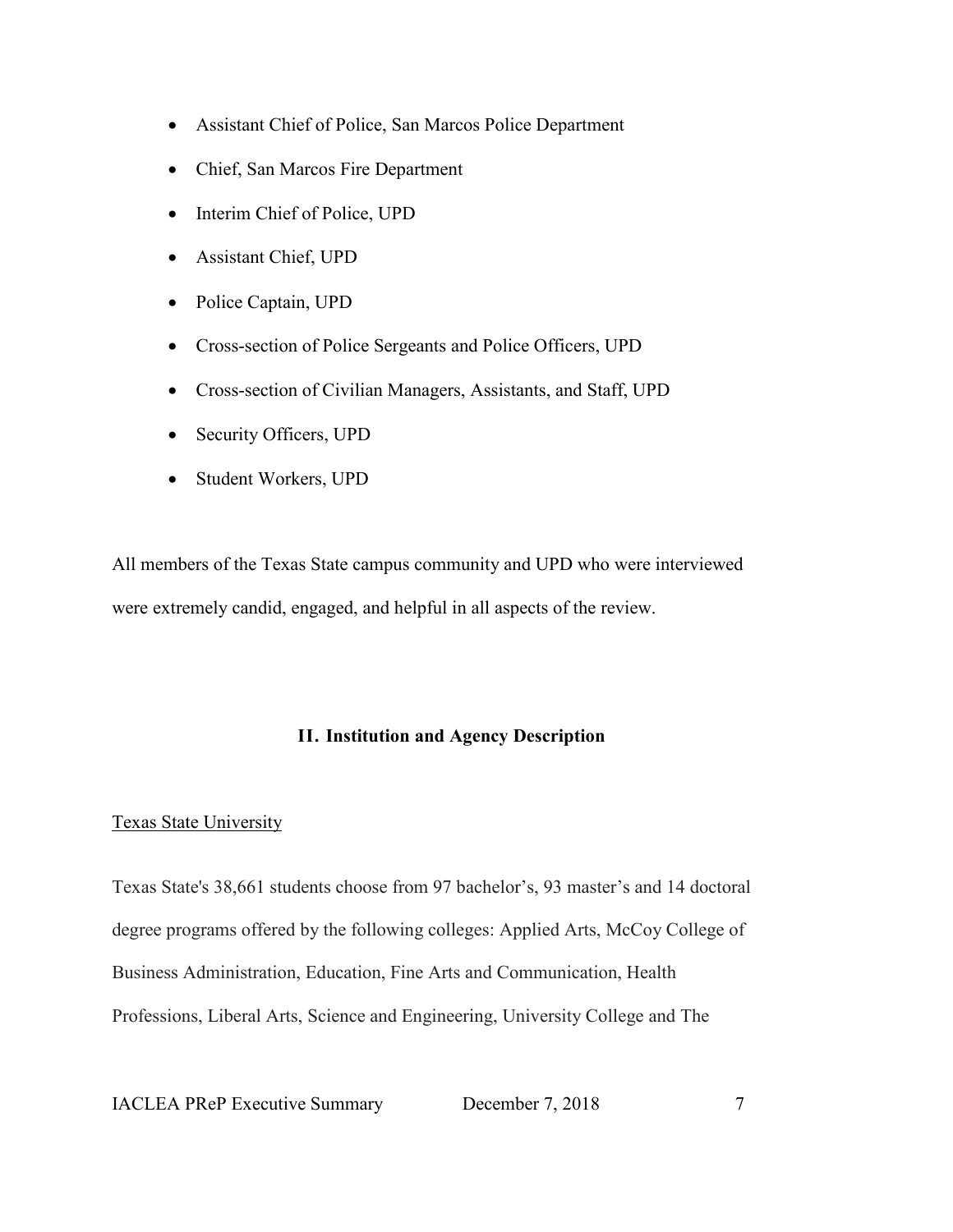- Assistant Chief of Police, San Marcos Police Department
- Chief, San Marcos Fire Department
- Interim Chief of Police, UPD
- Assistant Chief, UPD
- Police Captain, UPD
- Cross-section of Police Sergeants and Police Officers, UPD
- Cross-section of Civilian Managers, Assistants, and Staff, UPD
- Security Officers, UPD
- Student Workers, UPD

All members of the Texas State campus community and UPD who were interviewed were extremely candid, engaged, and helpful in all aspects of the review.

## II. Institution and Agency Description

### Texas State University

Texas State's 38,661 students choose from 97 bachelor's, 93 master's and 14 doctoral degree programs offered by the following colleges: Applied Arts, McCoy College of Business Administration, Education, Fine Arts and Communication, Health Professions, Liberal Arts, Science and Engineering, University College and The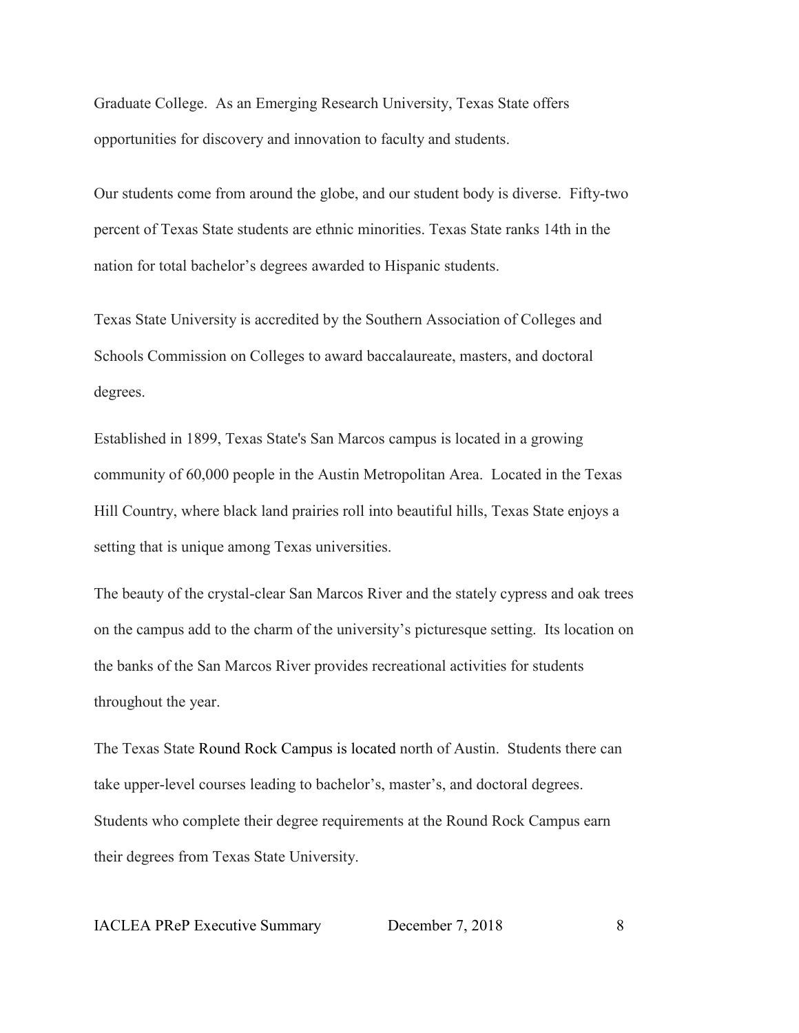Graduate College. As an Emerging Research University, Texas State offers opportunities for discovery and innovation to faculty and students.

Our students come from around the globe, and our student body is diverse. Fifty-two percent of Texas State students are ethnic minorities. Texas State ranks 14th in the nation for total bachelor's degrees awarded to Hispanic students.

Texas State University is accredited by the Southern Association of Colleges and Schools Commission on Colleges to award baccalaureate, masters, and doctoral degrees.

Established in 1899, Texas State's San Marcos campus is located in a growing community of 60,000 people in the Austin Metropolitan Area. Located in the Texas Hill Country, where black land prairies roll into beautiful hills, Texas State enjoys a setting that is unique among Texas universities.

The beauty of the crystal-clear San Marcos River and the stately cypress and oak trees on the campus add to the charm of the university's picturesque setting. Its location on the banks of the San Marcos River provides recreational activities for students throughout the year.

The Texas State Round Rock Campus is located north of Austin. Students there can take upper-level courses leading to bachelor's, master's, and doctoral degrees. Students who complete their degree requirements at the Round Rock Campus earn their degrees from Texas State University.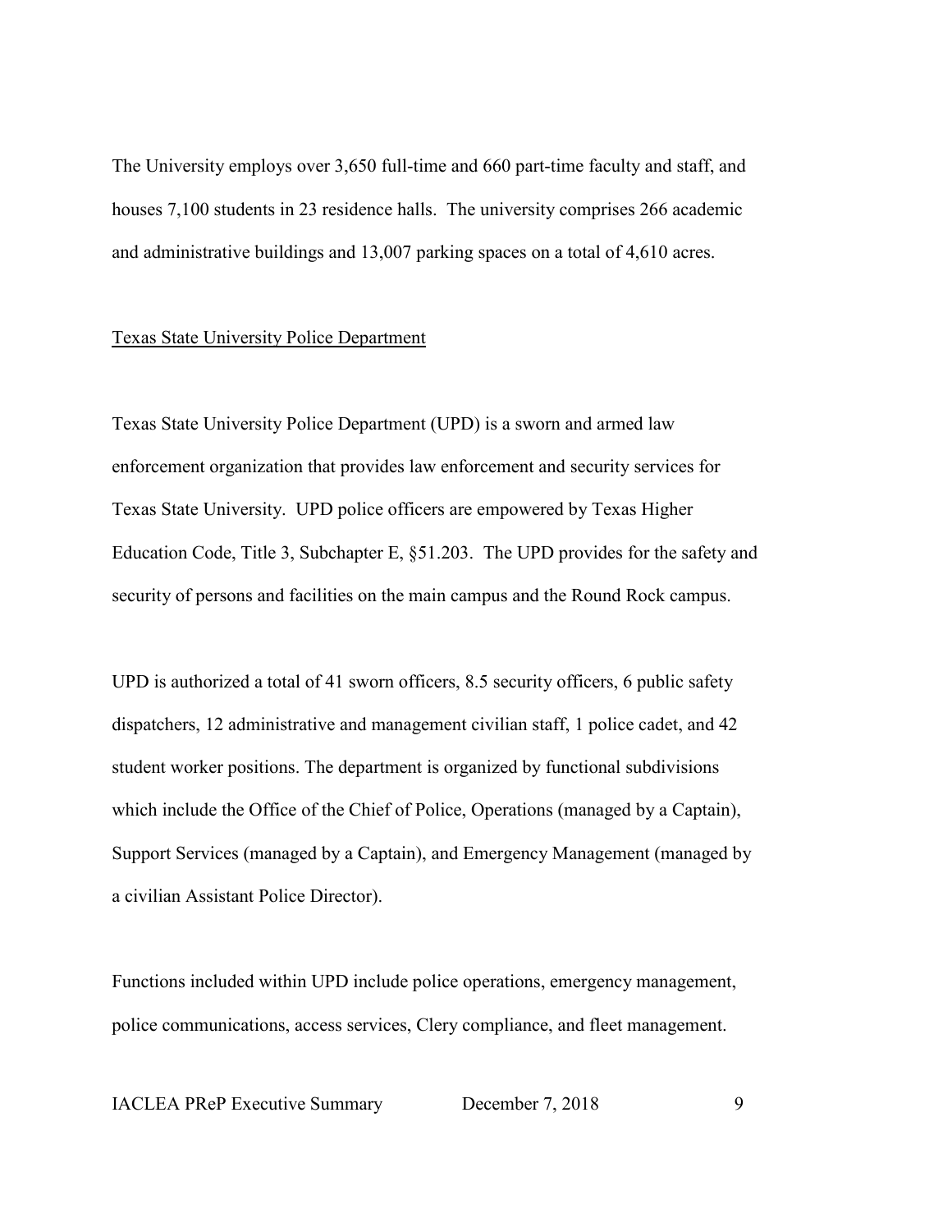The University employs over 3,650 full-time and 660 part-time faculty and staff, and houses 7,100 students in 23 residence halls. The university comprises 266 academic and administrative buildings and 13,007 parking spaces on a total of 4,610 acres.

## Texas State University Police Department

Texas State University Police Department (UPD) is a sworn and armed law enforcement organization that provides law enforcement and security services for Texas State University. UPD police officers are empowered by Texas Higher Education Code, Title 3, Subchapter E, §51.203. The UPD provides for the safety and security of persons and facilities on the main campus and the Round Rock campus.

UPD is authorized a total of 41 sworn officers, 8.5 security officers, 6 public safety dispatchers, 12 administrative and management civilian staff, 1 police cadet, and 42 student worker positions. The department is organized by functional subdivisions which include the Office of the Chief of Police, Operations (managed by a Captain), Support Services (managed by a Captain), and Emergency Management (managed by a civilian Assistant Police Director).

Functions included within UPD include police operations, emergency management, police communications, access services, Clery compliance, and fleet management.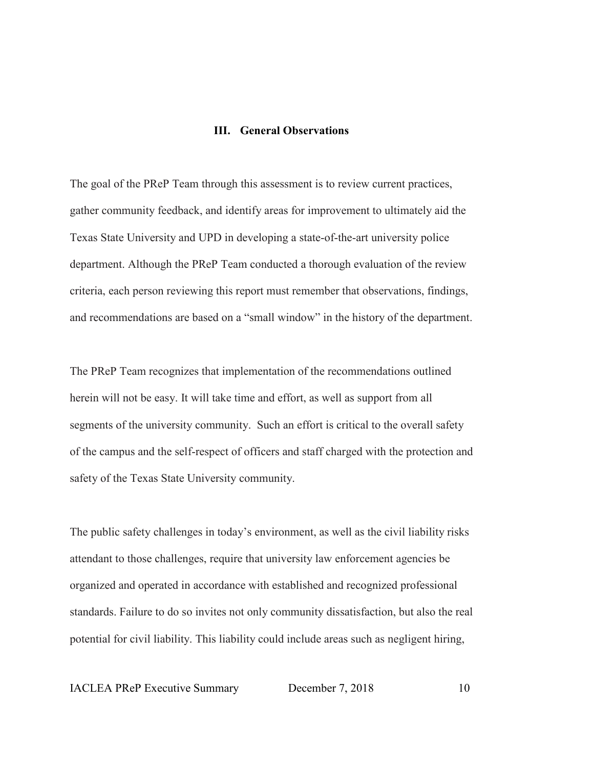## III. General Observations

The goal of the PReP Team through this assessment is to review current practices, gather community feedback, and identify areas for improvement to ultimately aid the Texas State University and UPD in developing a state-of-the-art university police department. Although the PReP Team conducted a thorough evaluation of the review criteria, each person reviewing this report must remember that observations, findings, and recommendations are based on a "small window" in the history of the department.

The PReP Team recognizes that implementation of the recommendations outlined herein will not be easy. It will take time and effort, as well as support from all segments of the university community. Such an effort is critical to the overall safety of the campus and the self-respect of officers and staff charged with the protection and safety of the Texas State University community.

The public safety challenges in today's environment, as well as the civil liability risks attendant to those challenges, require that university law enforcement agencies be organized and operated in accordance with established and recognized professional standards. Failure to do so invites not only community dissatisfaction, but also the real potential for civil liability. This liability could include areas such as negligent hiring,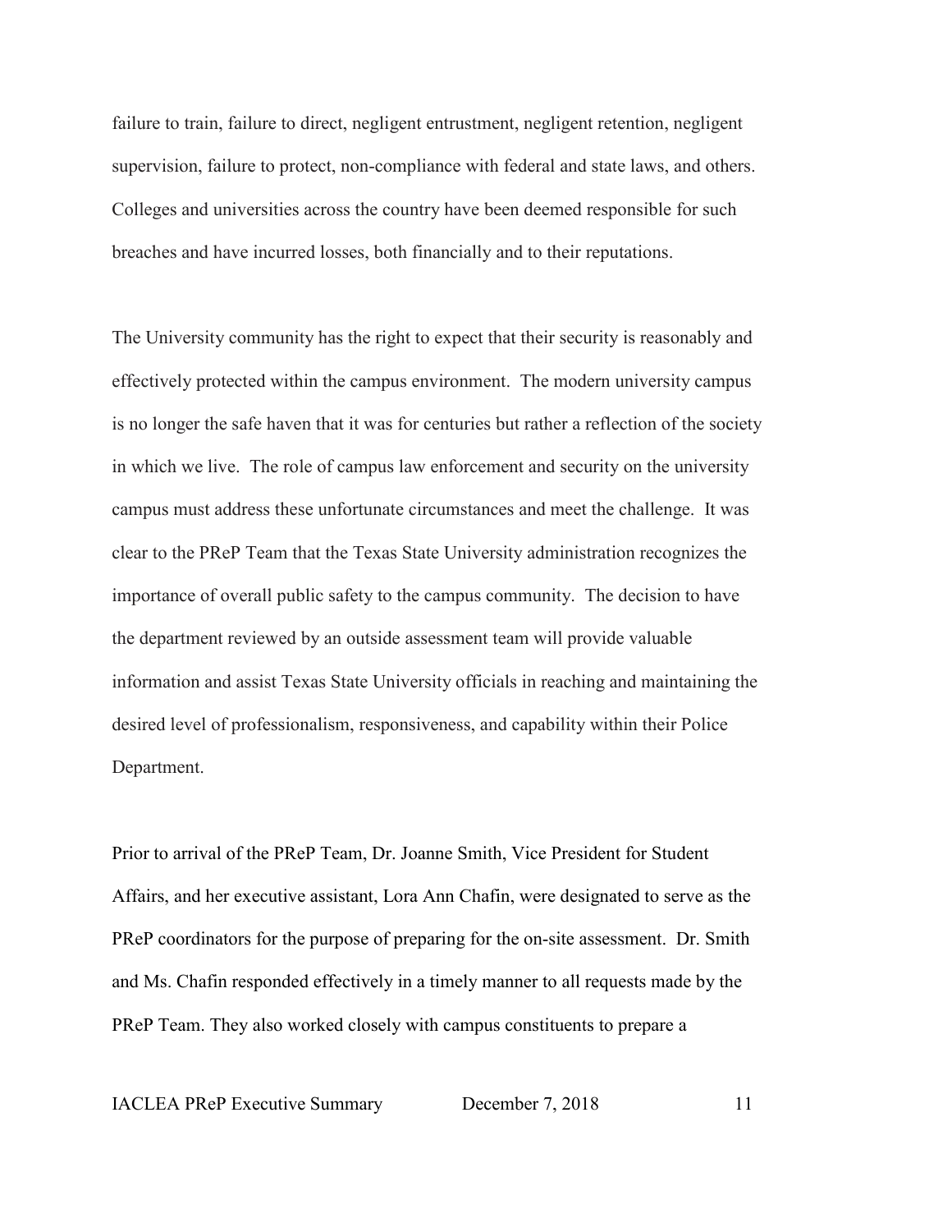failure to train, failure to direct, negligent entrustment, negligent retention, negligent supervision, failure to protect, non-compliance with federal and state laws, and others. Colleges and universities across the country have been deemed responsible for such breaches and have incurred losses, both financially and to their reputations.

The University community has the right to expect that their security is reasonably and effectively protected within the campus environment. The modern university campus is no longer the safe haven that it was for centuries but rather a reflection of the society in which we live. The role of campus law enforcement and security on the university campus must address these unfortunate circumstances and meet the challenge. It was clear to the PReP Team that the Texas State University administration recognizes the importance of overall public safety to the campus community. The decision to have the department reviewed by an outside assessment team will provide valuable information and assist Texas State University officials in reaching and maintaining the desired level of professionalism, responsiveness, and capability within their Police Department.

Prior to arrival of the PReP Team, Dr. Joanne Smith, Vice President for Student Affairs, and her executive assistant, Lora Ann Chafin, were designated to serve as the PReP coordinators for the purpose of preparing for the on-site assessment. Dr. Smith and Ms. Chafin responded effectively in a timely manner to all requests made by the PReP Team. They also worked closely with campus constituents to prepare a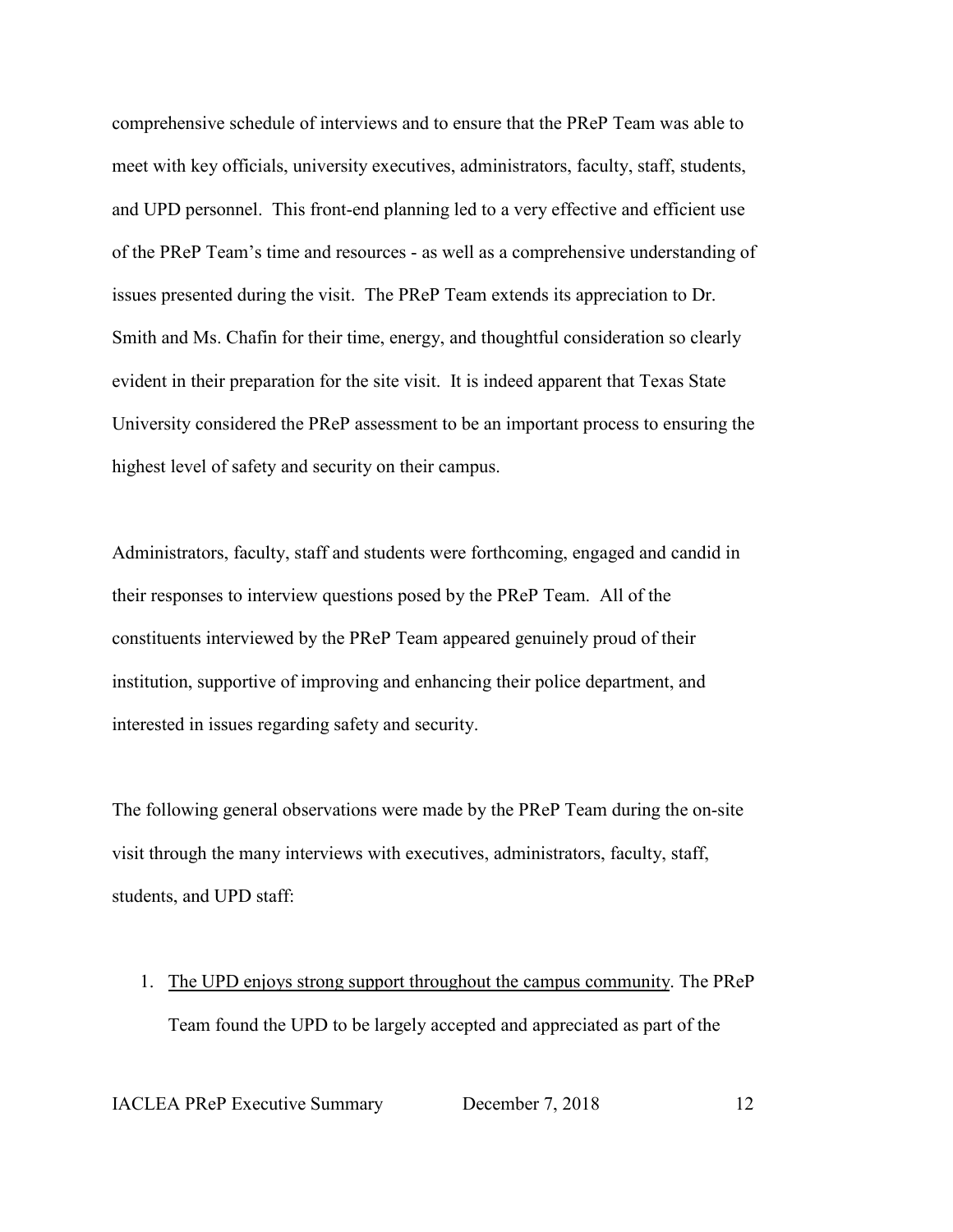comprehensive schedule of interviews and to ensure that the PReP Team was able to meet with key officials, university executives, administrators, faculty, staff, students, and UPD personnel. This front-end planning led to a very effective and efficient use of the PReP Team's time and resources - as well as a comprehensive understanding of issues presented during the visit. The PReP Team extends its appreciation to Dr. Smith and Ms. Chafin for their time, energy, and thoughtful consideration so clearly evident in their preparation for the site visit. It is indeed apparent that Texas State University considered the PReP assessment to be an important process to ensuring the highest level of safety and security on their campus.

Administrators, faculty, staff and students were forthcoming, engaged and candid in their responses to interview questions posed by the PReP Team. All of the constituents interviewed by the PReP Team appeared genuinely proud of their institution, supportive of improving and enhancing their police department, and interested in issues regarding safety and security.

The following general observations were made by the PReP Team during the on-site visit through the many interviews with executives, administrators, faculty, staff, students, and UPD staff:

1. <u>The UPD enjoys strong support throughout the campus community</u>. The PReP Team found the UPD to be largely accepted and appreciated as part of the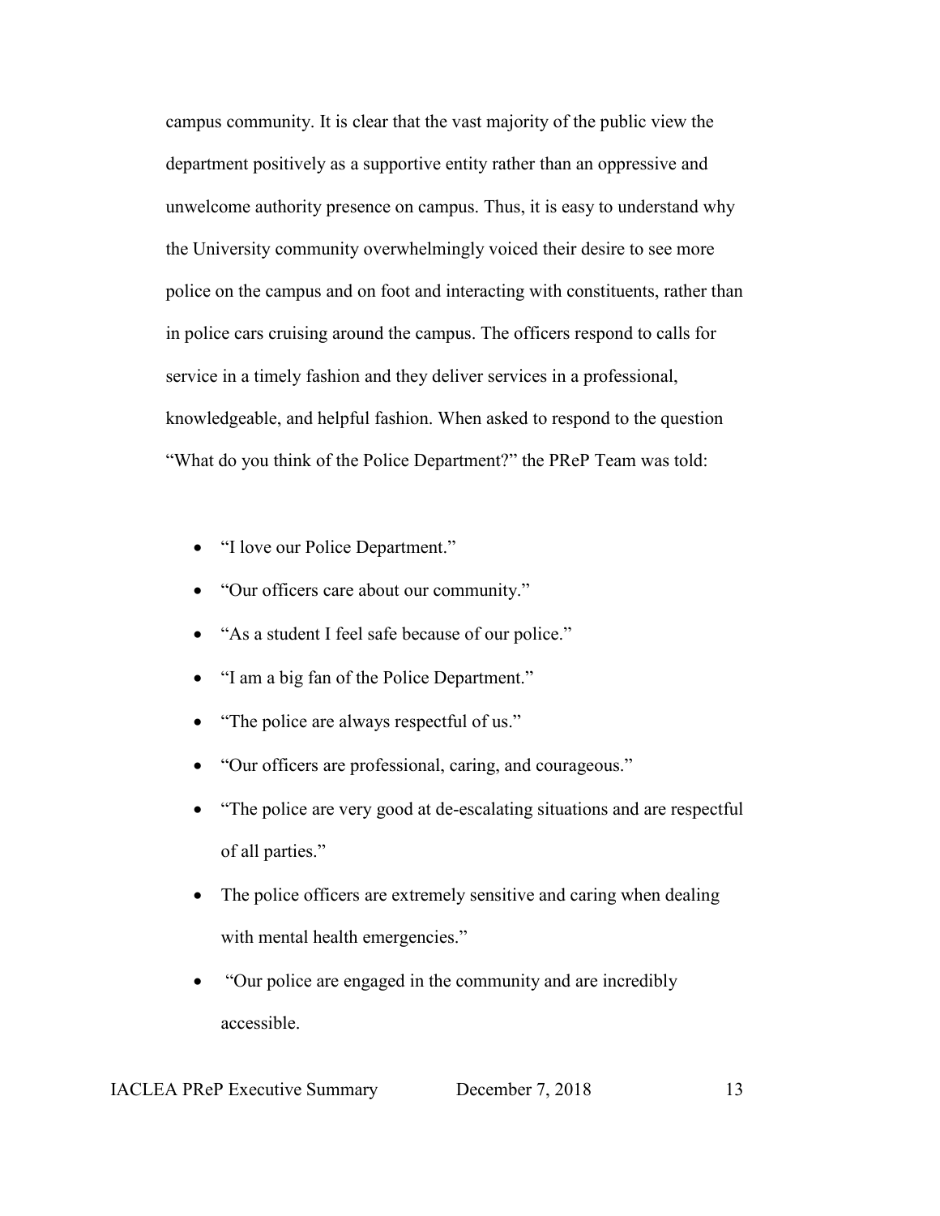campus community. It is clear that the vast majority of the public view the department positively as a supportive entity rather than an oppressive and unwelcome authority presence on campus. Thus, it is easy to understand why the University community overwhelmingly voiced their desire to see more police on the campus and on foot and interacting with constituents, rather than in police cars cruising around the campus. The officers respond to calls for service in a timely fashion and they deliver services in a professional, knowledgeable, and helpful fashion. When asked to respond to the question "What do you think of the Police Department?" the PReP Team was told:

- "I love our Police Department."
- "Our officers care about our community."
- "As a student I feel safe because of our police."
- "I am a big fan of the Police Department."
- "The police are always respectful of us."
- "Our officers are professional, caring, and courageous."
- "The police are very good at de-escalating situations and are respectful of all parties."
- The police officers are extremely sensitive and caring when dealing with mental health emergencies."
- "Our police are engaged in the community and are incredibly accessible.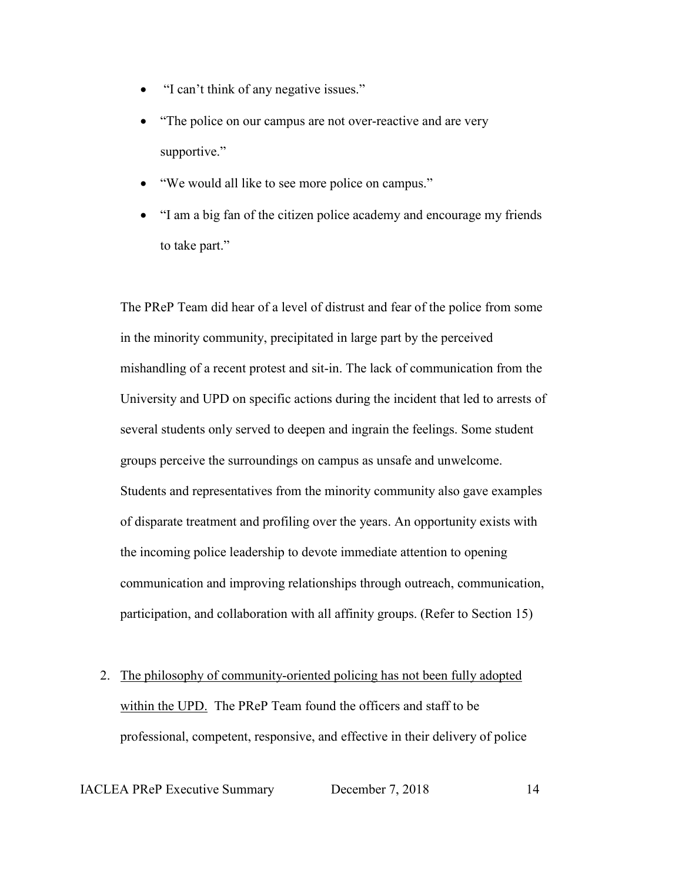- "I can't think of any negative issues."
- "The police on our campus are not over-reactive and are very supportive."
- "We would all like to see more police on campus."
- "I am a big fan of the citizen police academy and encourage my friends to take part."

The PReP Team did hear of a level of distrust and fear of the police from some in the minority community, precipitated in large part by the perceived mishandling of a recent protest and sit-in. The lack of communication from the University and UPD on specific actions during the incident that led to arrests of several students only served to deepen and ingrain the feelings. Some student groups perceive the surroundings on campus as unsafe and unwelcome. Students and representatives from the minority community also gave examples of disparate treatment and profiling over the years. An opportunity exists with the incoming police leadership to devote immediate attention to opening communication and improving relationships through outreach, communication, participation, and collaboration with all affinity groups. (Refer to Section 15)

2. <u>The philosophy of community-oriented policing has not been fully adopted within the UPD.</u> The PReP Team found the officers and staff to be professional, competent, responsive, and effective in their delivery of police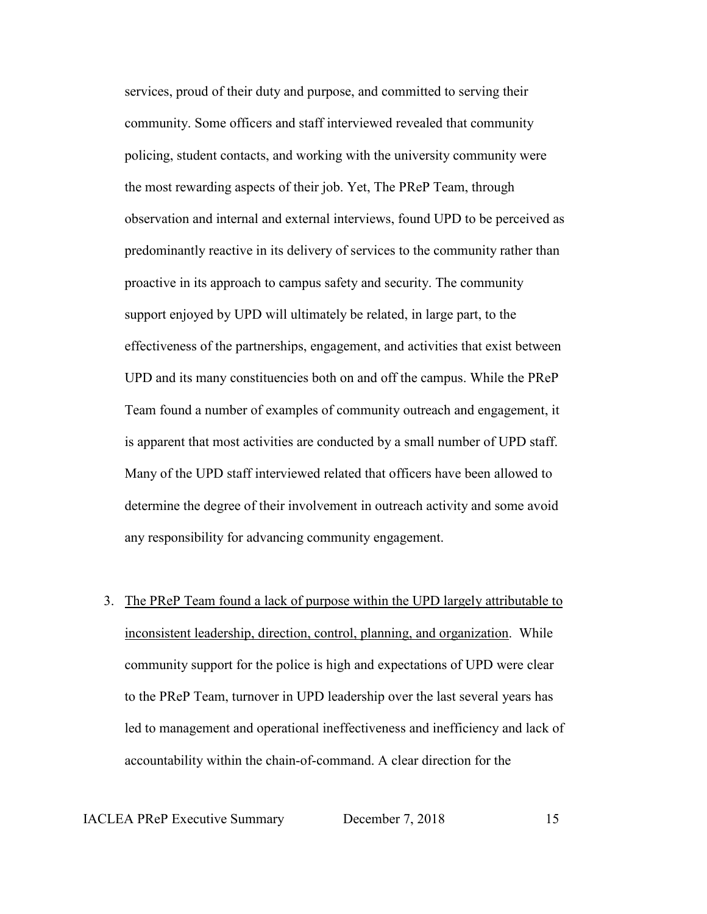services, proud of their duty and purpose, and committed to serving their community. Some officers and staff interviewed revealed that community policing, student contacts, and working with the university community were the most rewarding aspects of their job. Yet, The PReP Team, through observation and internal and external interviews, found UPD to be perceived as predominantly reactive in its delivery of services to the community rather than proactive in its approach to campus safety and security. The community support enjoyed by UPD will ultimately be related, in large part, to the effectiveness of the partnerships, engagement, and activities that exist between UPD and its many constituencies both on and off the campus. While the PReP Team found a number of examples of community outreach and engagement, it is apparent that most activities are conducted by a small number of UPD staff. Many of the UPD staff interviewed related that officers have been allowed to determine the degree of their involvement in outreach activity and some avoid any responsibility for advancing community engagement.

3. <u>The PReP Team found a lack of purpose within the UPD largely attributable to inconsistent leadership, direction, control, planning, and organization</u>. While community support for the police is high and expectations of UPD were clear to the PReP Team, turnover in UPD leadership over the last several years has led to management and operational ineffectiveness and inefficiency and lack of accountability within the chain-of-command. A clear direction for the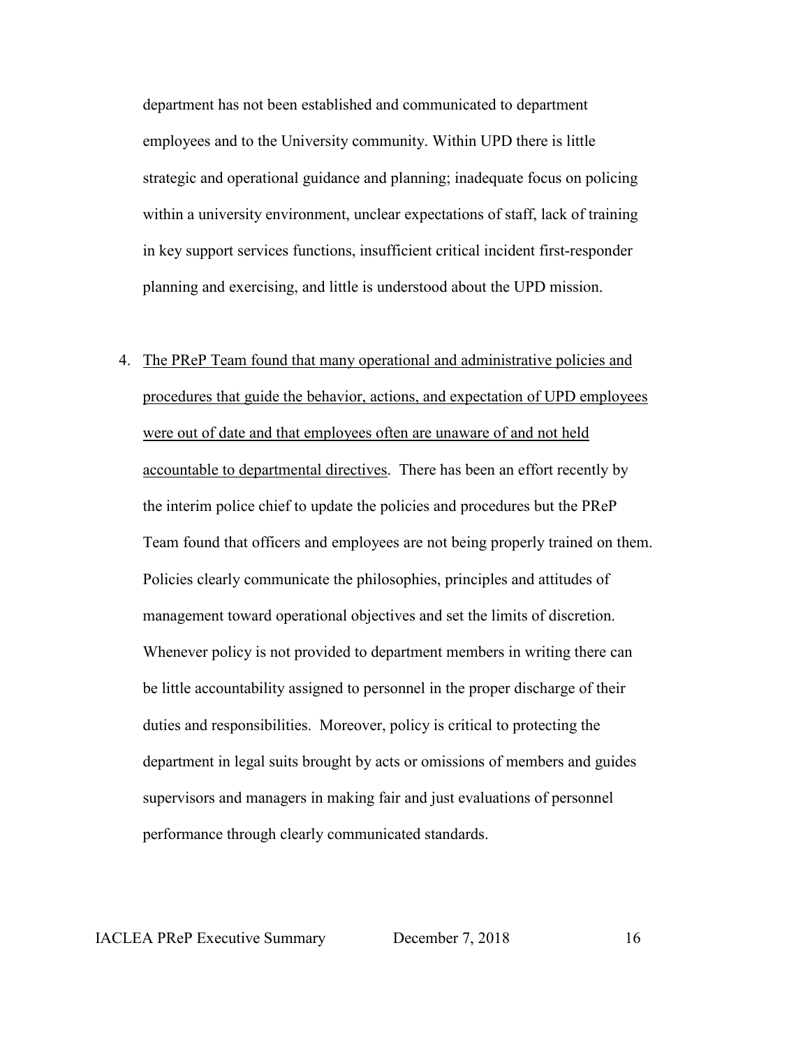department has not been established and communicated to department employees and to the University community. Within UPD there is little strategic and operational guidance and planning; inadequate focus on policing within a university environment, unclear expectations of staff, lack of training in key support services functions, insufficient critical incident first-responder planning and exercising, and little is understood about the UPD mission.

4. <u>The PReP Team found that many operational and administrative policies and procedures that guide the behavior, actions, and expectation of UPD employees were out of date and that employees often are unaware of and not held accountable to departmental directives</u>. There has been an effort recently by the interim police chief to update the policies and procedures but the PReP Team found that officers and employees are not being properly trained on them. Policies clearly communicate the philosophies, principles and attitudes of management toward operational objectives and set the limits of discretion. Whenever policy is not provided to department members in writing there can be little accountability assigned to personnel in the proper discharge of their duties and responsibilities. Moreover, policy is critical to protecting the department in legal suits brought by acts or omissions of members and guides supervisors and managers in making fair and just evaluations of personnel performance through clearly communicated standards.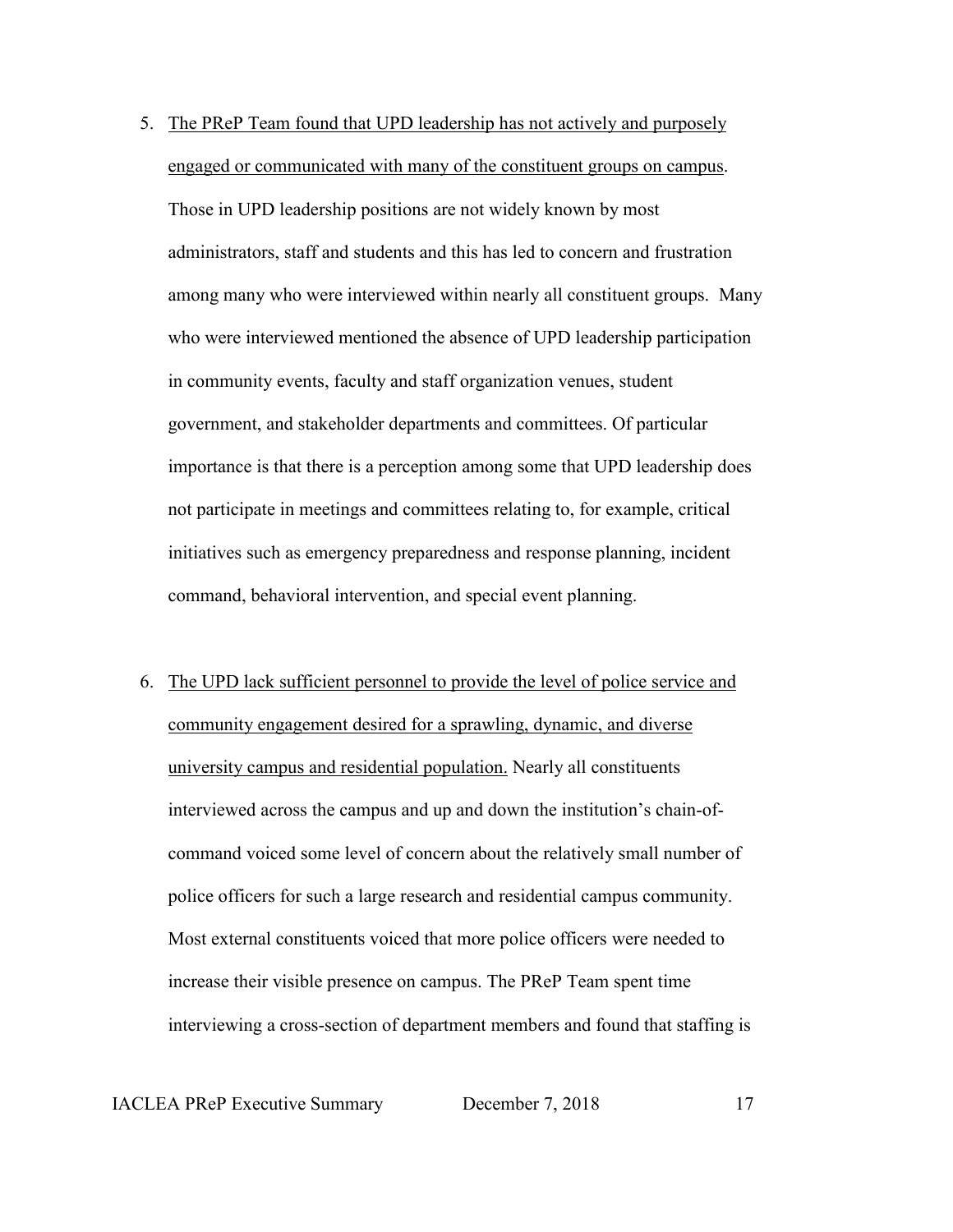5. <u>The PReP Team found that UPD leadership has not actively and purposely engaged or communicated with many of the constituent groups on campus</u>. Those in UPD leadership positions are not widely known by most administrators, staff and students and this has led to concern and frustration among many who were interviewed within nearly all constituent groups. Many who were interviewed mentioned the absence of UPD leadership participation in community events, faculty and staff organization venues, student government, and stakeholder departments and committees. Of particular importance is that there is a perception among some that UPD leadership does not participate in meetings and committees relating to, for example, critical initiatives such as emergency preparedness and response planning, incident command, behavioral intervention, and special event planning.

6. <u>The UPD lack sufficient personnel to provide the level of police service and community engagement desired for a sprawling, dynamic, and diverse university campus and residential population.</u> Nearly all constituents interviewed across the campus and up and down the institution's chain-of-command voiced some level of concern about the relatively small number of police officers for such a large research and residential campus community. Most external constituents voiced that more police officers were needed to increase their visible presence on campus. The PReP Team spent time interviewing a cross-section of department members and found that staffing is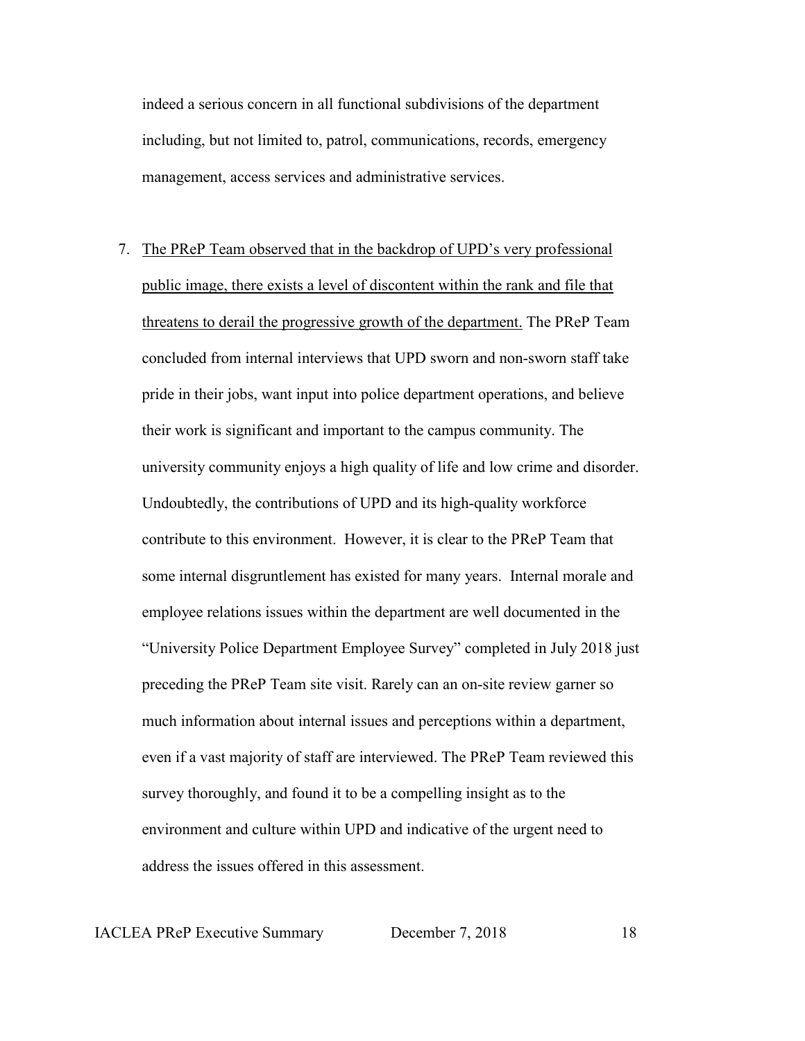indeed a serious concern in all functional subdivisions of the department including, but not limited to, patrol, communications, records, emergency management, access services and administrative services.

7. <u>The PReP Team observed that in the backdrop of UPD's very professional public image, there exists a level of discontent within the rank and file that threatens to derail the progressive growth of the department.</u> The PReP Team concluded from internal interviews that UPD sworn and non-sworn staff take pride in their jobs, want input into police department operations, and believe their work is significant and important to the campus community. The university community enjoys a high quality of life and low crime and disorder. Undoubtedly, the contributions of UPD and its high-quality workforce contribute to this environment. However, it is clear to the PReP Team that some internal disgruntlement has existed for many years. Internal morale and employee relations issues within the department are well documented in the "University Police Department Employee Survey" completed in July 2018 just preceding the PReP Team site visit. Rarely can an on-site review garner so much information about internal issues and perceptions within a department, even if a vast majority of staff are interviewed. The PReP Team reviewed this survey thoroughly, and found it to be a compelling insight as to the environment and culture within UPD and indicative of the urgent need to address the issues offered in this assessment.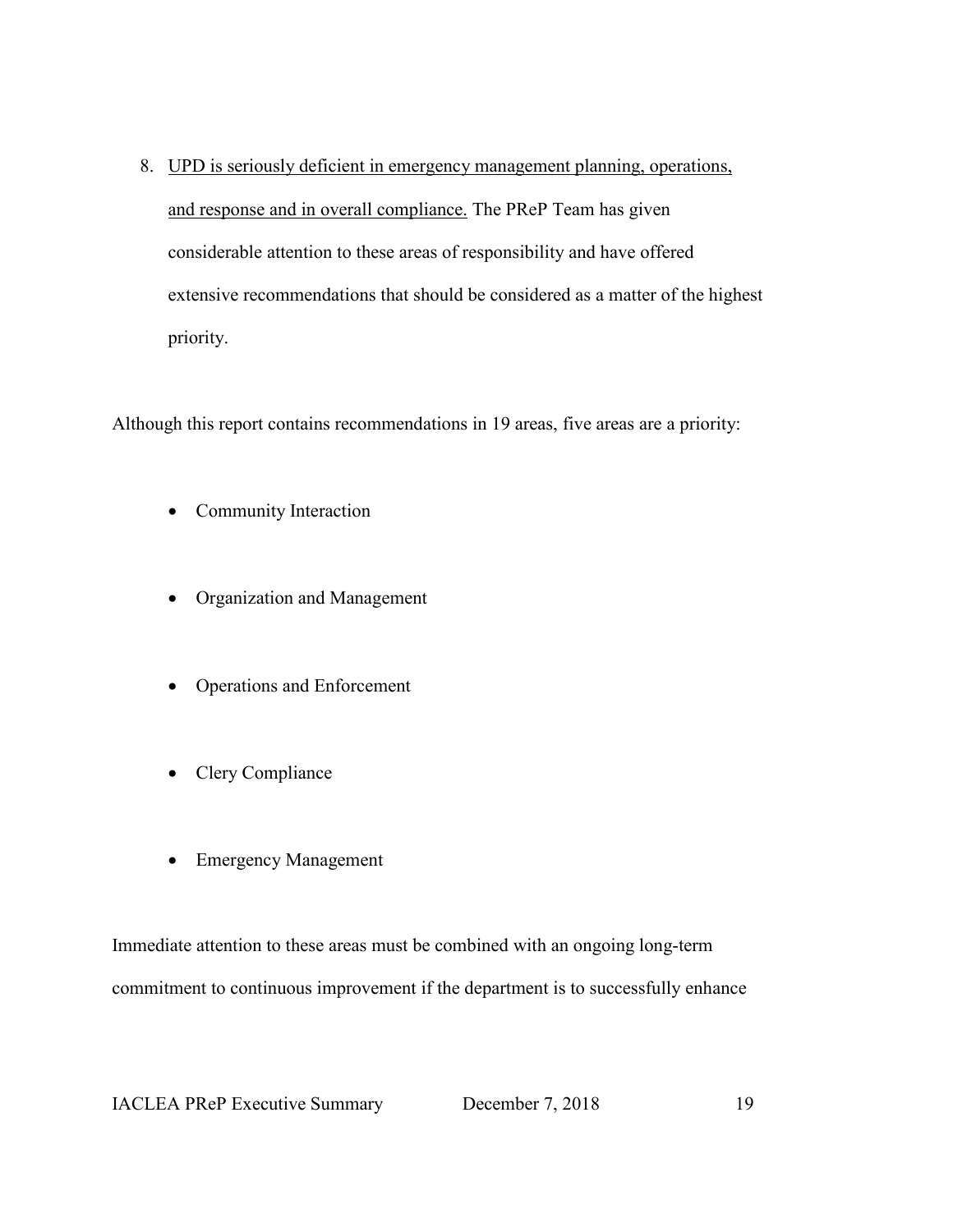8. <u>UPD is seriously deficient in emergency management planning, operations, and response and in overall compliance.</u> The PReP Team has given considerable attention to these areas of responsibility and have offered extensive recommendations that should be considered as a matter of the highest priority.

Although this report contains recommendations in 19 areas, five areas are a priority:

- Community Interaction
- Organization and Management
- Operations and Enforcement
- Clery Compliance
- Emergency Management

Immediate attention to these areas must be combined with an ongoing long-term commitment to continuous improvement if the department is to successfully enhance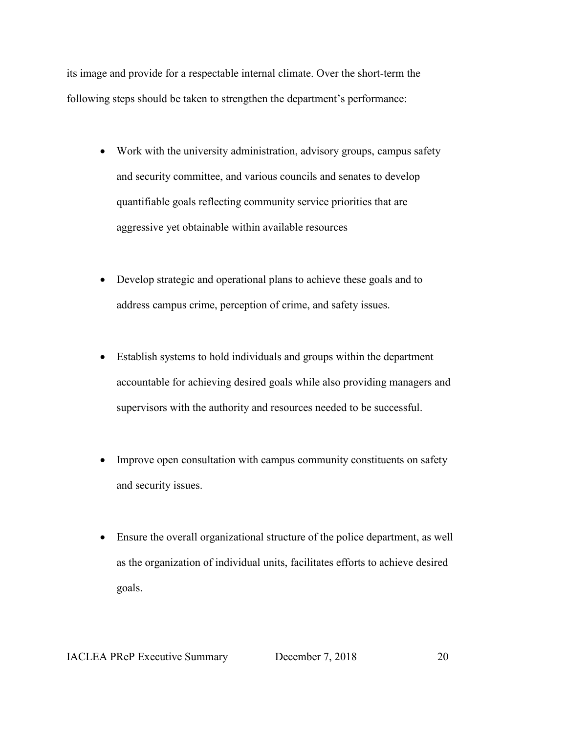its image and provide for a respectable internal climate. Over the short-term the following steps should be taken to strengthen the department's performance:

- Work with the university administration, advisory groups, campus safety and security committee, and various councils and senates to develop quantifiable goals reflecting community service priorities that are aggressive yet obtainable within available resources

- Develop strategic and operational plans to achieve these goals and to address campus crime, perception of crime, and safety issues.

- Establish systems to hold individuals and groups within the department accountable for achieving desired goals while also providing managers and supervisors with the authority and resources needed to be successful.

- Improve open consultation with campus community constituents on safety and security issues.

- Ensure the overall organizational structure of the police department, as well as the organization of individual units, facilitates efforts to achieve desired goals.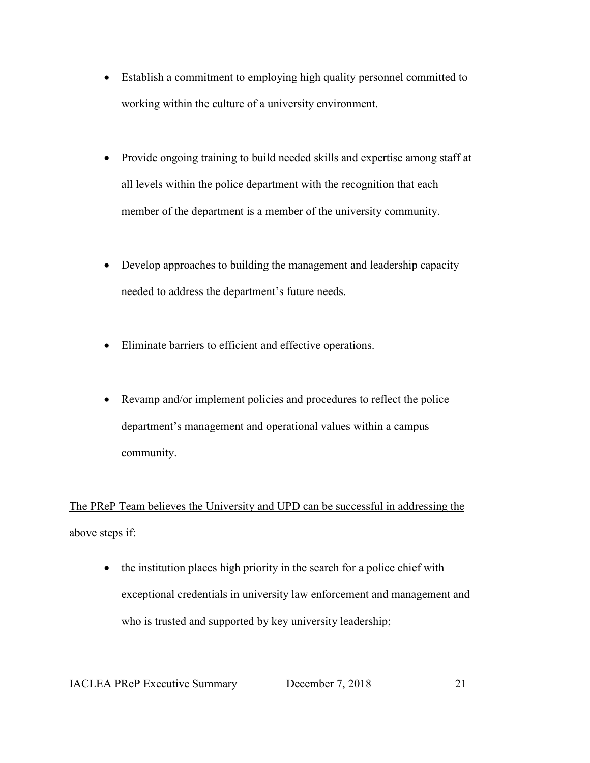- Establish a commitment to employing high quality personnel committed to working within the culture of a university environment.

- Provide ongoing training to build needed skills and expertise among staff at all levels within the police department with the recognition that each member of the department is a member of the university community.

- Develop approaches to building the management and leadership capacity needed to address the department's future needs.

- Eliminate barriers to efficient and effective operations.

- Revamp and/or implement policies and procedures to reflect the police department's management and operational values within a campus community.

<u>The PReP Team believes the University and UPD can be successful in addressing the above steps if:</u>

- the institution places high priority in the search for a police chief with exceptional credentials in university law enforcement and management and who is trusted and supported by key university leadership;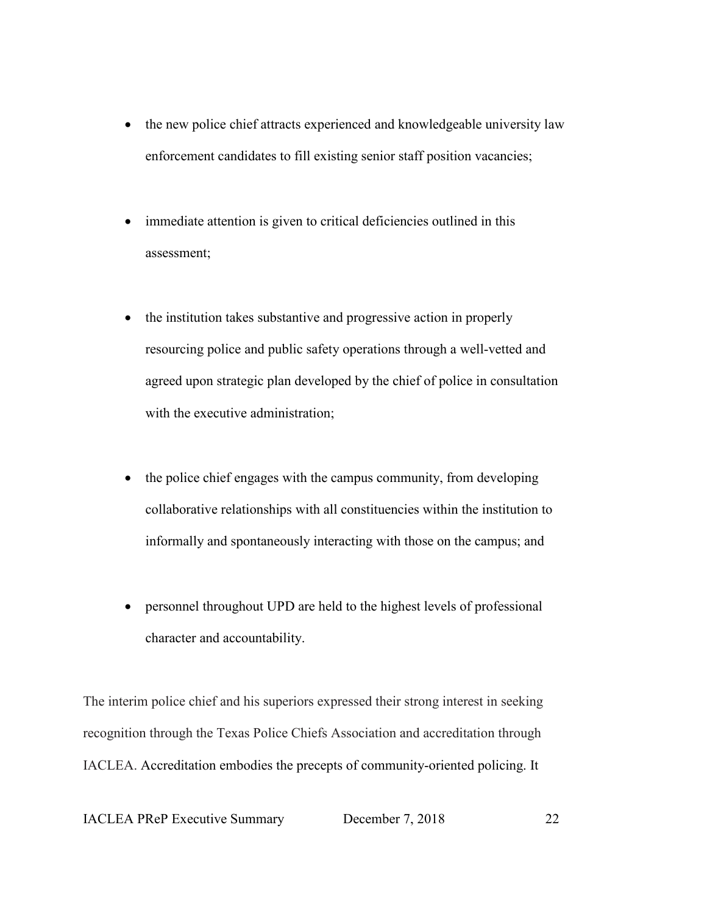- the new police chief attracts experienced and knowledgeable university law enforcement candidates to fill existing senior staff position vacancies;
- immediate attention is given to critical deficiencies outlined in this assessment;
- the institution takes substantive and progressive action in properly resourcing police and public safety operations through a well-vetted and agreed upon strategic plan developed by the chief of police in consultation with the executive administration;
- the police chief engages with the campus community, from developing collaborative relationships with all constituencies within the institution to informally and spontaneously interacting with those on the campus; and
- personnel throughout UPD are held to the highest levels of professional character and accountability.

The interim police chief and his superiors expressed their strong interest in seeking recognition through the Texas Police Chiefs Association and accreditation through IACLEA. Accreditation embodies the precepts of community-oriented policing. It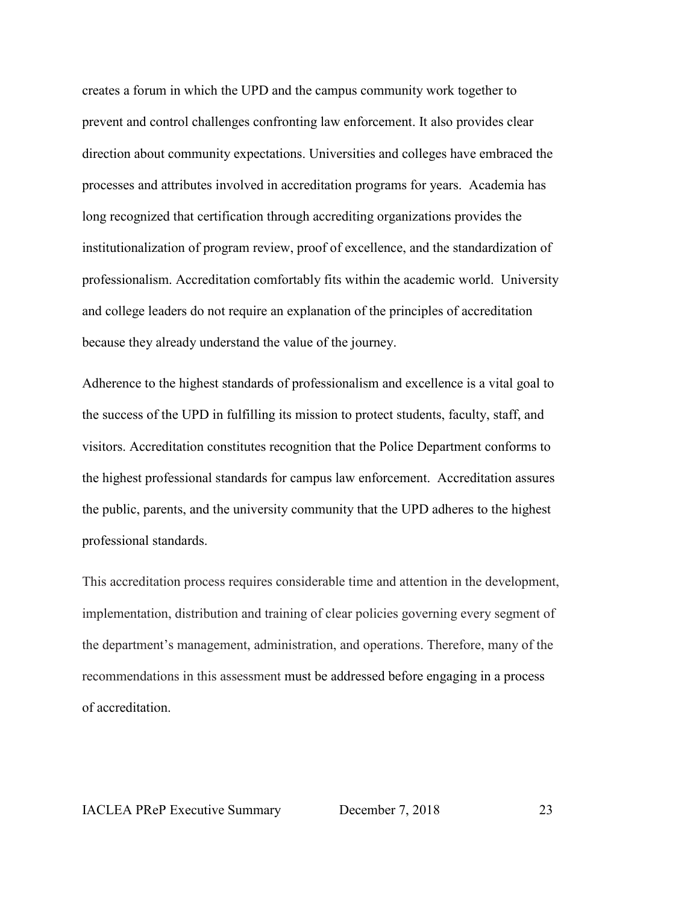creates a forum in which the UPD and the campus community work together to prevent and control challenges confronting law enforcement. It also provides clear direction about community expectations. Universities and colleges have embraced the processes and attributes involved in accreditation programs for years. Academia has long recognized that certification through accrediting organizations provides the institutionalization of program review, proof of excellence, and the standardization of professionalism. Accreditation comfortably fits within the academic world. University and college leaders do not require an explanation of the principles of accreditation because they already understand the value of the journey.

Adherence to the highest standards of professionalism and excellence is a vital goal to the success of the UPD in fulfilling its mission to protect students, faculty, staff, and visitors. Accreditation constitutes recognition that the Police Department conforms to the highest professional standards for campus law enforcement. Accreditation assures the public, parents, and the university community that the UPD adheres to the highest professional standards.

This accreditation process requires considerable time and attention in the development, implementation, distribution and training of clear policies governing every segment of the department's management, administration, and operations. Therefore, many of the recommendations in this assessment must be addressed before engaging in a process of accreditation.